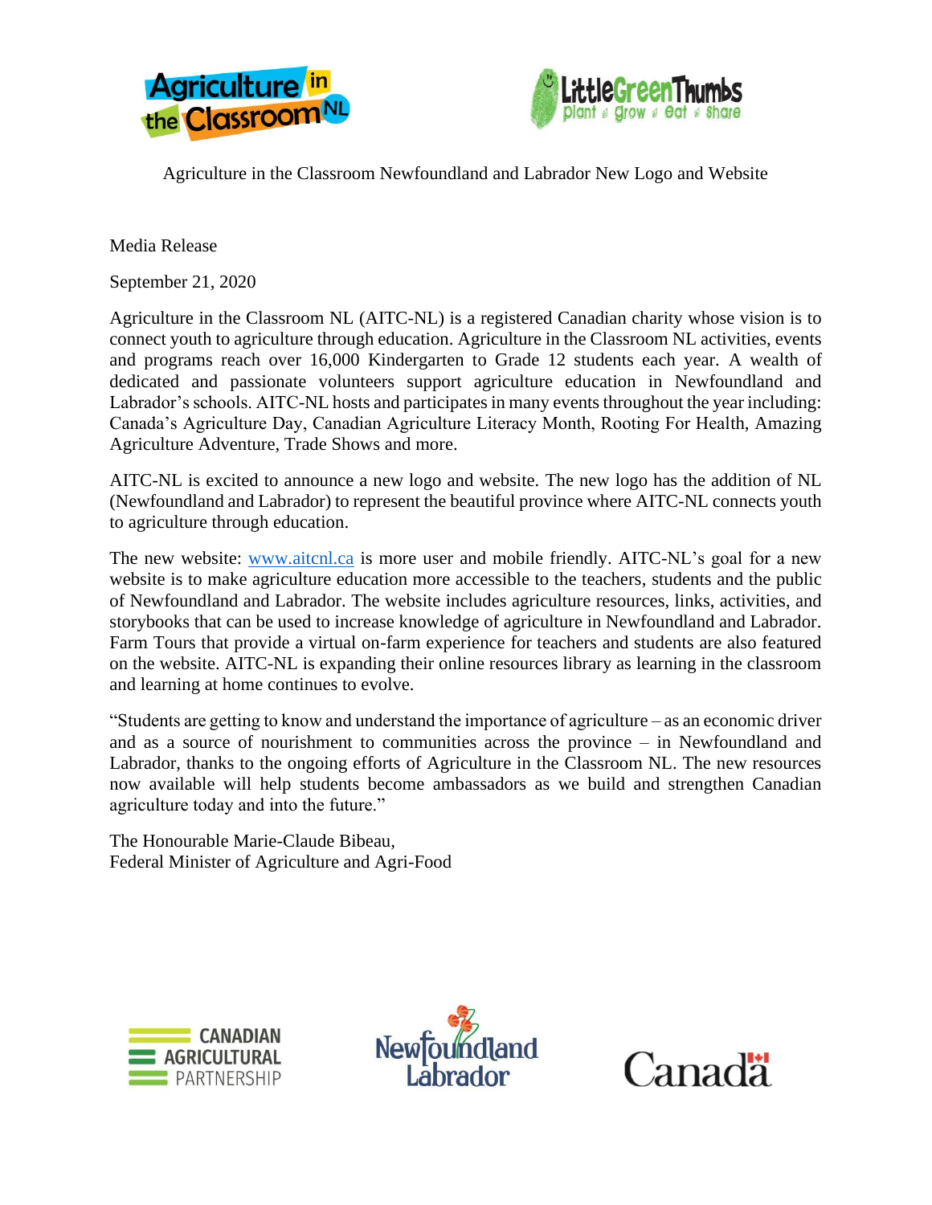# Agriculture in the Classroom Newfoundland and Labrador New Logo and Website

Media Release

September 21, 2020

Agriculture in the Classroom NL (AITC-NL) is a registered Canadian charity whose vision is to connect youth to agriculture through education. Agriculture in the Classroom NL activities, events and programs reach over 16,000 Kindergarten to Grade 12 students each year. A wealth of dedicated and passionate volunteers support agriculture education in Newfoundland and Labrador's schools. AITC-NL hosts and participates in many events throughout the year including: Canada's Agriculture Day, Canadian Agriculture Literacy Month, Rooting For Health, Amazing Agriculture Adventure, Trade Shows and more.

AITC-NL is excited to announce a new logo and website. The new logo has the addition of NL (Newfoundland and Labrador) to represent the beautiful province where AITC-NL connects youth to agriculture through education.

The new website: [www.aitcnl.ca](http://www.aitcnl.ca) is more user and mobile friendly. AITC-NL's goal for a new website is to make agriculture education more accessible to the teachers, students and the public of Newfoundland and Labrador. The website includes agriculture resources, links, activities, and storybooks that can be used to increase knowledge of agriculture in Newfoundland and Labrador. Farm Tours that provide a virtual on-farm experience for teachers and students are also featured on the website. AITC-NL is expanding their online resources library as learning in the classroom and learning at home continues to evolve.

"Students are getting to know and understand the importance of agriculture – as an economic driver and as a source of nourishment to communities across the province – in Newfoundland and Labrador, thanks to the ongoing efforts of Agriculture in the Classroom NL. The new resources now available will help students become ambassadors as we build and strengthen Canadian agriculture today and into the future."

The Honourable Marie-Claude Bibeau,
Federal Minister of Agriculture and Agri-Food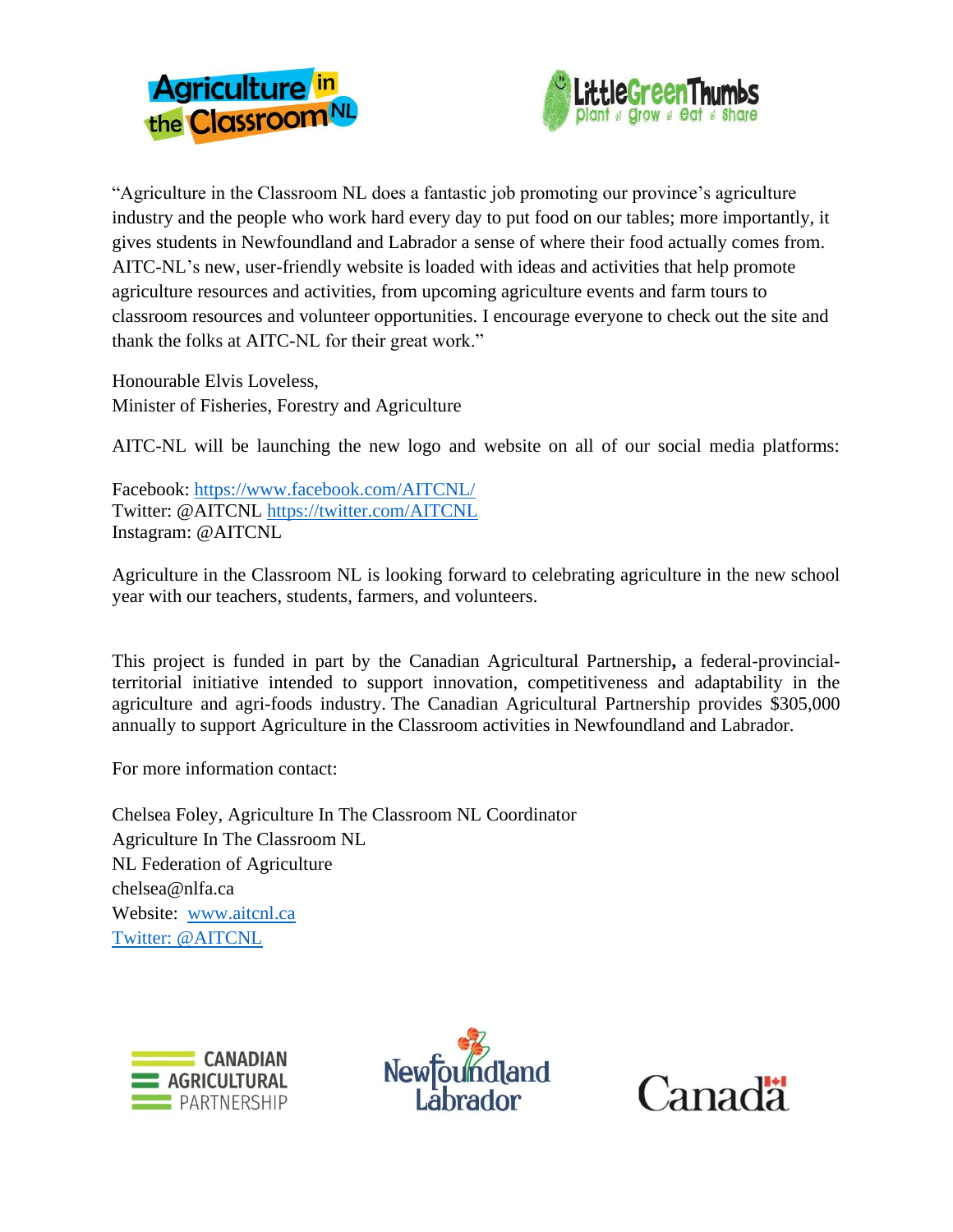"Agriculture in the Classroom NL does a fantastic job promoting our province's agriculture industry and the people who work hard every day to put food on our tables; more importantly, it gives students in Newfoundland and Labrador a sense of where their food actually comes from. AITC-NL's new, user-friendly website is loaded with ideas and activities that help promote agriculture resources and activities, from upcoming agriculture events and farm tours to classroom resources and volunteer opportunities. I encourage everyone to check out the site and thank the folks at AITC-NL for their great work."

Honourable Elvis Loveless,
Minister of Fisheries, Forestry and Agriculture

AITC-NL will be launching the new logo and website on all of our social media platforms:

Facebook: https://www.facebook.com/AITCNL/
Twitter: @AITCNL https://twitter.com/AITCNL
Instagram: @AITCNL

Agriculture in the Classroom NL is looking forward to celebrating agriculture in the new school year with our teachers, students, farmers, and volunteers.

This project is funded in part by the Canadian Agricultural Partnership**,** a federal-provincial-territorial initiative intended to support innovation, competitiveness and adaptability in the agriculture and agri-foods industry. The Canadian Agricultural Partnership provides $305,000 annually to support Agriculture in the Classroom activities in Newfoundland and Labrador.

For more information contact:

Chelsea Foley, Agriculture In The Classroom NL Coordinator
Agriculture In The Classroom NL
NL Federation of Agriculture
chelsea@nlfa.ca
Website: www.aitcnl.ca
Twitter: @AITCNL